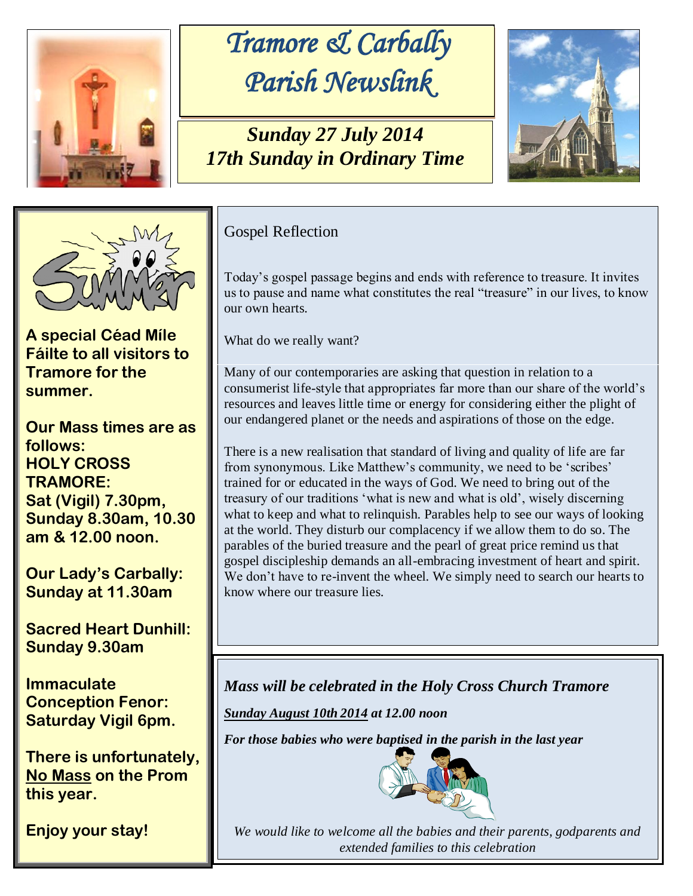# Tramore & Carbally Parish Newslink

## Sunday 27 July 2014
## 17th Sunday in Ordinary Time

**A special Céad Míle Fáilte to all visitors to Tramore for the summer.**

**Our Mass times are as follows:**
**HOLY CROSS TRAMORE:**
**Sat (Vigil) 7.30pm, Sunday 8.30am, 10.30 am & 12.00 noon.**

**Our Lady's Carbally: Sunday at 11.30am**

**Sacred Heart Dunhill: Sunday 9.30am**

**Immaculate Conception Fenor: Saturday Vigil 6pm.**

**There is unfortunately, No Mass on the Prom this year.**

**Enjoy your stay!**

## Gospel Reflection

Today's gospel passage begins and ends with reference to treasure. It invites us to pause and name what constitutes the real "treasure" in our lives, to know our own hearts.

What do we really want?

Many of our contemporaries are asking that question in relation to a consumerist life-style that appropriates far more than our share of the world's resources and leaves little time or energy for considering either the plight of our endangered planet or the needs and aspirations of those on the edge.

There is a new realisation that standard of living and quality of life are far from synonymous. Like Matthew's community, we need to be 'scribes' trained for or educated in the ways of God. We need to bring out of the treasury of our traditions 'what is new and what is old', wisely discerning what to keep and what to relinquish. Parables help to see our ways of looking at the world. They disturb our complacency if we allow them to do so. The parables of the buried treasure and the pearl of great price remind us that gospel discipleship demands an all-embracing investment of heart and spirit. We don't have to re-invent the wheel. We simply need to search our hearts to know where our treasure lies.

***Mass will be celebrated in the Holy Cross Church Tramore***

***Sunday August 10th 2014 at 12.00 noon***

***For those babies who were baptised in the parish in the last year***

*We would like to welcome all the babies and their parents, godparents and extended families to this celebration*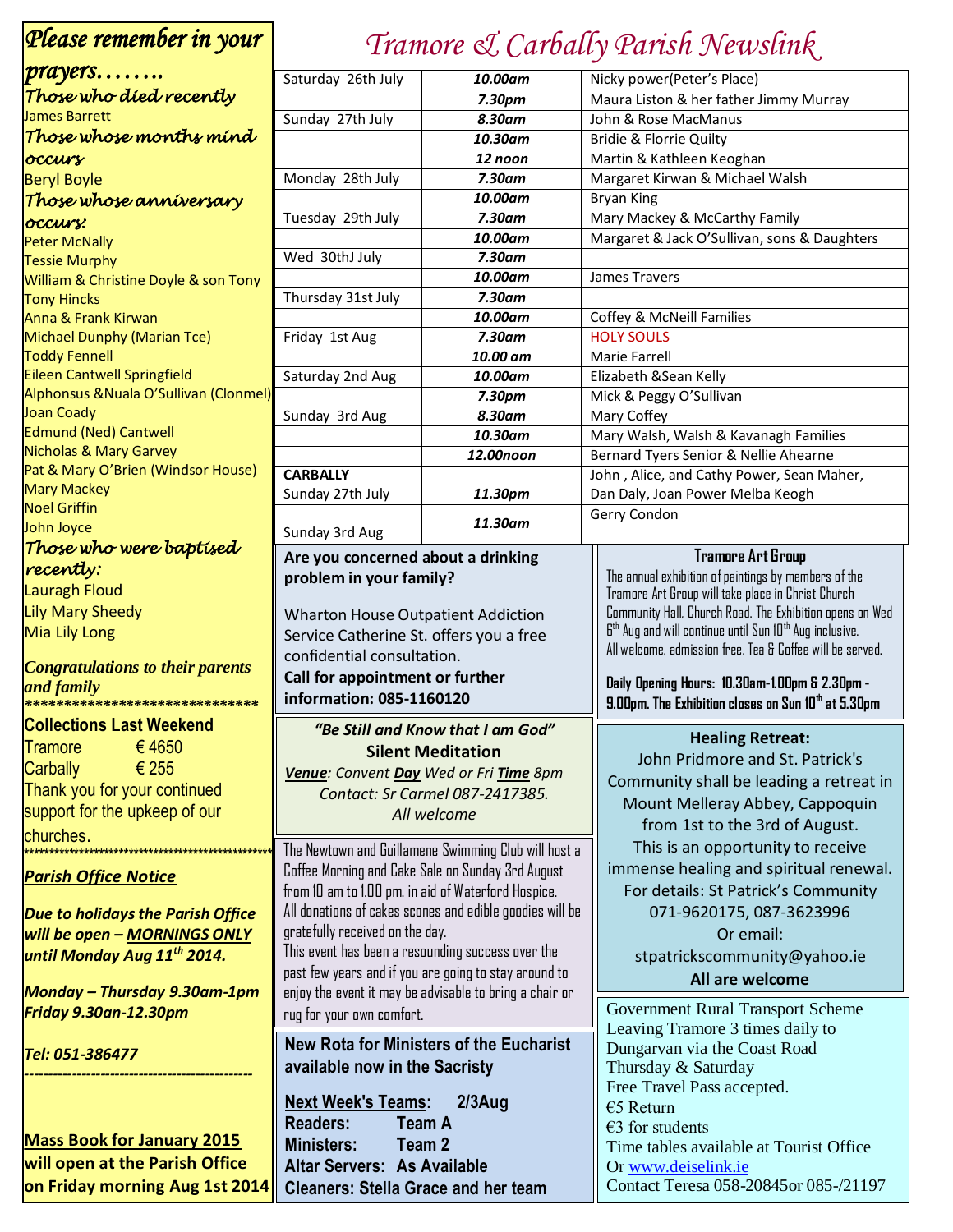# Tramore & Carbally Parish Newslink

| | | |
|---|---|---|
| Saturday 26th July | **10.00am** | Nicky power(Peter's Place) |
| | **7.30pm** | Maura Liston & her father Jimmy Murray |
| Sunday 27th July | **8.30am** | John & Rose MacManus |
| | **10.30am** | Bridie & Florrie Quilty |
| | **12 noon** | Martin & Kathleen Keoghan |
| Monday 28th July | **7.30am** | Margaret Kirwan & Michael Walsh |
| | **10.00am** | Bryan King |
| Tuesday 29th July | **7.30am** | Mary Mackey & McCarthy Family |
| | **10.00am** | Margaret & Jack O'Sullivan, sons & Daughters |
| Wed 30thJ July | **7.30am** | |
| | **10.00am** | James Travers |
| Thursday 31st July | **7.30am** | |
| | **10.00am** | Coffey & McNeill Families |
| Friday 1st Aug | **7.30am** | HOLY SOULS |
| | **10.00 am** | Marie Farrell |
| Saturday 2nd Aug | **10.00am** | Elizabeth &Sean Kelly |
| | **7.30pm** | Mick & Peggy O'Sullivan |
| Sunday 3rd Aug | **8.30am** | Mary Coffey |
| | **10.30am** | Mary Walsh, Walsh & Kavanagh Families |
| | **12.00noon** | Bernard Tyers Senior & Nellie Ahearne |
| **CARBALLY** Sunday 27th July | **11.30pm** | John , Alice, and Cathy Power, Sean Maher, Dan Daly, Joan Power Melba Keogh |
| Sunday 3rd Aug | **11.30am** | Gerry Condon |

## *Please remember in your prayers……..*

### *Those who died recently*
James Barrett

### *Those whose months mind occurs*
Beryl Boyle

### *Those whose anniversary occurs:*
Peter McNally
Tessie Murphy
William & Christine Doyle & son Tony
Tony Hincks
Anna & Frank Kirwan
Michael Dunphy (Marian Tce)
Toddy Fennell
Eileen Cantwell Springfield
Alphonsus &Nuala O'Sullivan (Clonmel)
Joan Coady
Edmund (Ned) Cantwell
Nicholas & Mary Garvey
Pat & Mary O'Brien (Windsor House)
Mary Mackey
Noel Griffin
John Joyce

### *Those who were baptised recently:*
Lauragh Floud
Lily Mary Sheedy
Mia Lily Long

***Congratulations to their parents and family***

******************************

**Collections Last Weekend**
Tramore € 4650
Carbally € 255
Thank you for your continued support for the upkeep of our churches.

******************************

***Parish Office Notice***

***Due to holidays the Parish Office will be open – MORNINGS ONLY until Monday Aug 11th 2014.***

***Monday – Thursday 9.30am-1pm***
***Friday 9.30an-12.30pm***

***Tel: 051-386477***

---

**Mass Book for January 2015 will open at the Parish Office on Friday morning Aug 1st 2014**

---

**Are you concerned about a drinking problem in your family?**

Wharton House Outpatient Addiction Service Catherine St. offers you a free confidential consultation.
**Call for appointment or further information: 085-1160120**

---

***"Be Still and Know that I am God"***
**Silent Meditation**
*__Venue__: Convent __Day__ Wed or Fri __Time__ 8pm*
*Contact: Sr Carmel 087-2417385.*
*All welcome*

---

The Newtown and Guillamene Swimming Club will host a Coffee Morning and Cake Sale on Sunday 3rd August from 10 am to 1.00 pm. in aid of Waterford Hospice. All donations of cakes scones and edible goodies will be gratefully received on the day.
This event has been a resounding success over the past few years and if you are going to stay around to enjoy the event it may be advisable to bring a chair or rug for your own comfort.

---

**New Rota for Ministers of the Eucharist available now in the Sacristy**

**__Next Week's Teams__: 2/3Aug**
**Readers: Team A**
**Ministers: Team 2**
**Altar Servers: As Available**
**Cleaners: Stella Grace and her team**

---

**Tramore Art Group**

The annual exhibition of paintings by members of the Tramore Art Group will take place in Christ Church Community Hall, Church Road. The Exhibition opens on Wed 6th Aug and will continue until Sun 10th Aug inclusive.
All welcome, admission free. Tea & Coffee will be served.

**Daily Opening Hours: 10.30am-1.00pm & 2.30pm - 9.00pm. The Exhibition closes on Sun 10th at 5.30pm**

---

**Healing Retreat:**
John Pridmore and St. Patrick's Community shall be leading a retreat in Mount Melleray Abbey, Cappoquin from 1st to the 3rd of August.
This is an opportunity to receive immense healing and spiritual renewal.
For details: St Patrick's Community 071-9620175, 087-3623996
Or email: stpatrickscommunity@yahoo.ie
**All are welcome**

---

Government Rural Transport Scheme
Leaving Tramore 3 times daily to Dungarvan via the Coast Road
Thursday & Saturday
Free Travel Pass accepted.
€5 Return
€3 for students
Time tables available at Tourist Office
Or www.deiselink.ie
Contact Teresa 058-20845or 085-/21197